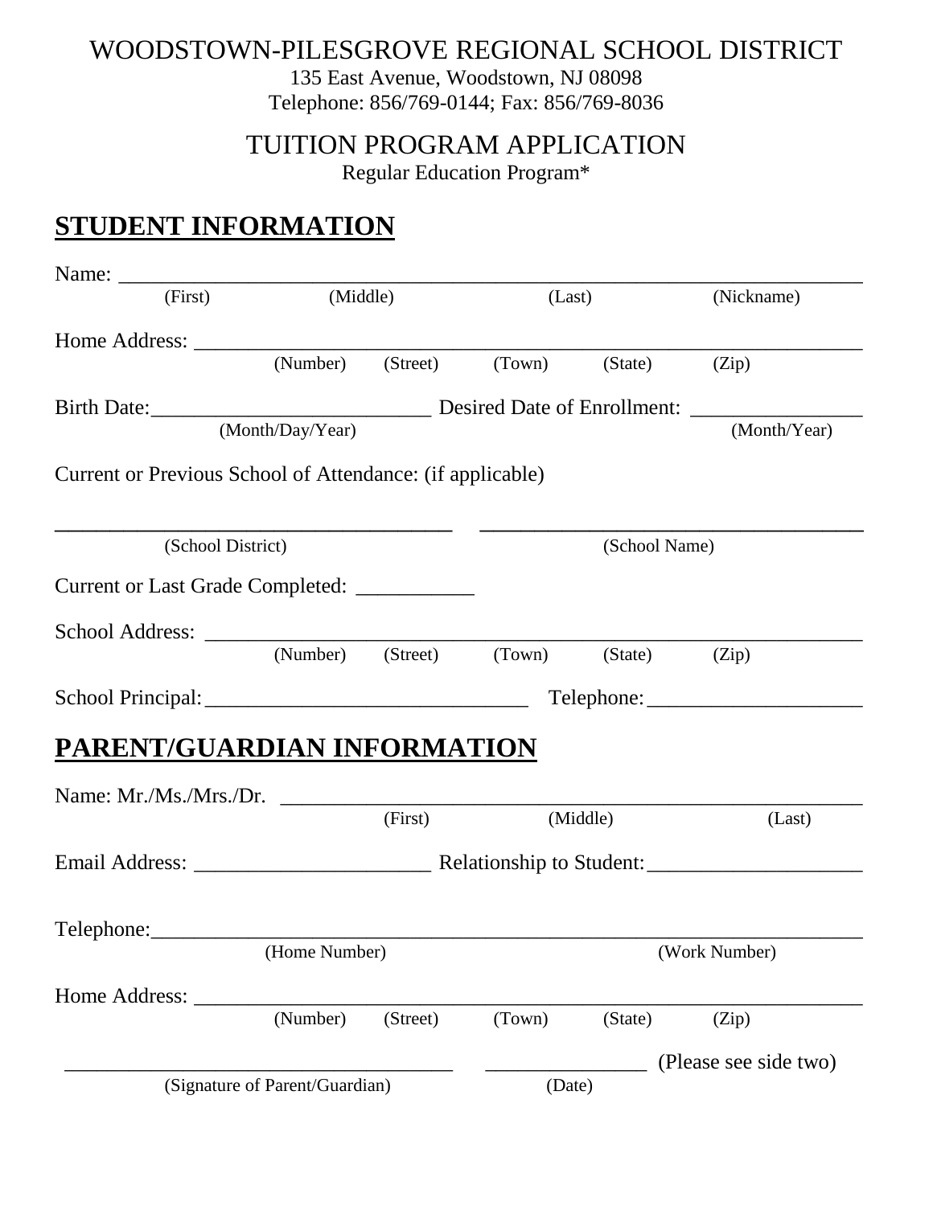# WOODSTOWN-PILESGROVE REGIONAL SCHOOL DISTRICT

135 East Avenue, Woodstown, NJ 08098
Telephone: 856/769-0144; Fax: 856/769-8036

## TUITION PROGRAM APPLICATION

Regular Education Program*

## STUDENT INFORMATION

Name: ______________________________________________________________________
(First) (Middle) (Last) (Nickname)

Home Address: ______________________________________________________________
(Number) (Street) (Town) (State) (Zip)

Birth Date:__________________________ Desired Date of Enrollment: ________________
(Month/Day/Year) (Month/Year)

Current or Previous School of Attendance: (if applicable)

___________________________________ ___________________________________
(School District) (School Name)

Current or Last Grade Completed: ___________

School Address: _____________________________________________________________
(Number) (Street) (Town) (State) (Zip)

School Principal:______________________________ Telephone:____________________

## PARENT/GUARDIAN INFORMATION

Name: Mr./Ms./Mrs./Dr. ______________________________________________________
(First) (Middle) (Last)

Email Address: ______________________ Relationship to Student:____________________

Telephone:___________________________________________________________________
(Home Number) (Work Number)

Home Address: ______________________________________________________________
(Number) (Street) (Town) (State) (Zip)

_____________________________________ _______________ (Please see side two)
(Signature of Parent/Guardian) (Date)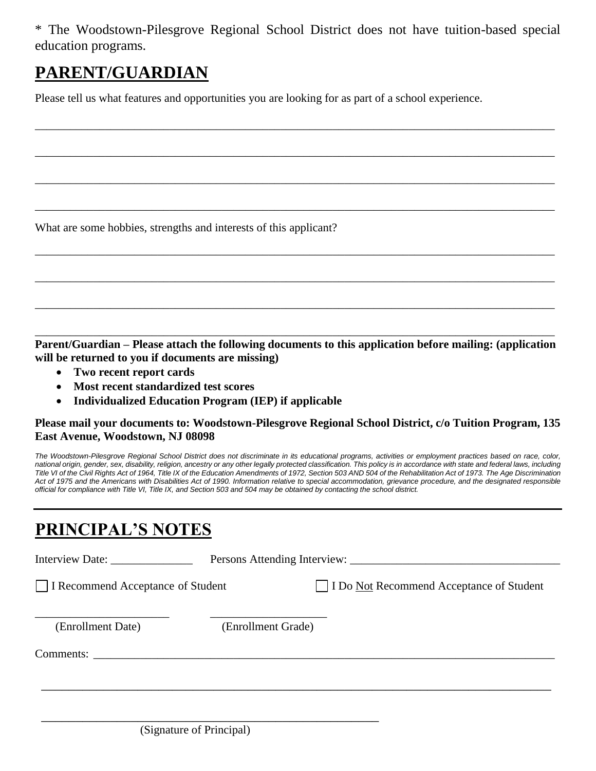* The Woodstown-Pilesgrove Regional School District does not have tuition-based special education programs.

## PARENT/GUARDIAN

Please tell us what features and opportunities you are looking for as part of a school experience.

____________________________________________________________________________________

____________________________________________________________________________________

____________________________________________________________________________________

____________________________________________________________________________________

What are some hobbies, strengths and interests of this applicant?

____________________________________________________________________________________

____________________________________________________________________________________

____________________________________________________________________________________

____________________________________________________________________________________

**Parent/Guardian – Please attach the following documents to this application before mailing: (application will be returned to you if documents are missing)**

- **Two recent report cards**
- **Most recent standardized test scores**
- **Individualized Education Program (IEP) if applicable**

**Please mail your documents to: Woodstown-Pilesgrove Regional School District, c/o Tuition Program, 135 East Avenue, Woodstown, NJ 08098**

*The Woodstown-Pilesgrove Regional School District does not discriminate in its educational programs, activities or employment practices based on race, color, national origin, gender, sex, disability, religion, ancestry or any other legally protected classification. This policy is in accordance with state and federal laws, including Title VI of the Civil Rights Act of 1964, Title IX of the Education Amendments of 1972, Section 503 AND 504 of the Rehabilitation Act of 1973. The Age Discrimination Act of 1975 and the Americans with Disabilities Act of 1990. Information relative to special accommodation, grievance procedure, and the designated responsible official for compliance with Title VI, Title IX, and Section 503 and 504 may be obtained by contacting the school district.*

---

## PRINCIPAL'S NOTES

Interview Date: ______________ Persons Attending Interview: ____________________________________

☐ I Recommend Acceptance of Student ☐ I Do Not Recommend Acceptance of Student

______________________ ____________________
(Enrollment Date) (Enrollment Grade)

Comments: ________________________________________________________________________

____________________________________________________________________________________

__________________________________________________________
(Signature of Principal)